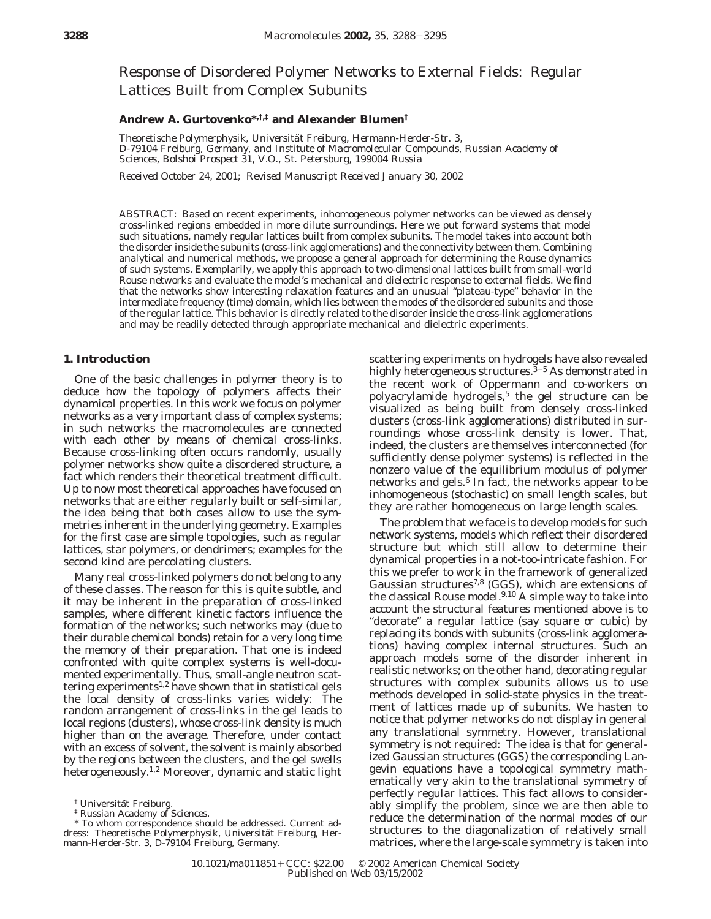# Response of Disordered Polymer Networks to External Fields: Regular Lattices Built from Complex Subunits

**Andrew A. Gurtovenko\*,†,‡ and Alexander Blumen†**

*Theoretische Polymerphysik, Universität Freiburg, Hermann-Herder-Str. 3, D-79104 Freiburg, Germany, and Institute of Macromolecular Compounds, Russian Academy of Sciences, Bolshoi Prospect 31, V.O., St. Petersburg, 199004 Russia*

*Received October 24, 2001; Revised Manuscript Received January 30, 2002*

ABSTRACT: Based on recent experiments, inhomogeneous polymer networks can be viewed as densely cross-linked regions embedded in more dilute surroundings. Here we put forward systems that model such situations, namely regular lattices built from complex subunits. The model takes into account both the disorder inside the subunits (cross-link agglomerations) and the connectivity between them. Combining analytical and numerical methods, we propose a general approach for determining the Rouse dynamics of such systems. Exemplarily, we apply this approach to two-dimensional lattices built from small-world Rouse networks and evaluate the model's mechanical and dielectric response to external fields. We find that the networks show interesting relaxation features and an unusual "plateau-type" behavior in the intermediate frequency (time) domain, which lies between the modes of the disordered subunits and those of the regular lattice. This behavior is directly related to the disorder inside the cross-link agglomerations and may be readily detected through appropriate mechanical and dielectric experiments.

## 1. Introduction

One of the basic challenges in polymer theory is to deduce how the topology of polymers affects their dynamical properties. In this work we focus on polymer networks as a very important class of complex systems; in such networks the macromolecules are connected with each other by means of chemical cross-links. Because cross-linking often occurs randomly, usually polymer networks show quite a disordered structure, a fact which renders their theoretical treatment difficult. Up to now most theoretical approaches have focused on networks that are either regularly built or self-similar, the idea being that both cases allow to use the symmetries inherent in the underlying geometry. Examples for the first case are simple topologies, such as regular lattices, star polymers, or dendrimers; examples for the second kind are percolating clusters.

Many real cross-linked polymers do not belong to any of these classes. The reason for this is quite subtle, and it may be inherent in the preparation of cross-linked samples, where different kinetic factors influence the formation of the networks; such networks may (due to their durable chemical bonds) retain for a very long time the memory of their preparation. That one is indeed confronted with quite complex systems is well-documented experimentally. Thus, small-angle neutron scattering experiments[1,2] have shown that in statistical gels the local density of cross-links varies widely: The random arrangement of cross-links in the gel leads to local regions (clusters), whose cross-link density is much higher than on the average. Therefore, under contact with an excess of solvent, the solvent is mainly absorbed by the regions between the clusters, and the gel swells heterogeneously.[1,2] Moreover, dynamic and static light scattering experiments on hydrogels have also revealed highly heterogeneous structures.[3–5] As demonstrated in the recent work of Oppermann and co-workers on polyacrylamide hydrogels,[5] the gel structure can be visualized as being built from densely cross-linked clusters (cross-link agglomerations) distributed in surroundings whose cross-link density is lower. That, indeed, the clusters are themselves interconnected (for sufficiently dense polymer systems) is reflected in the nonzero value of the equilibrium modulus of polymer networks and gels.[6] In fact, the networks appear to be inhomogeneous (stochastic) on small length scales, but they are rather homogeneous on large length scales.

The problem that we face is to develop models for such network systems, models which reflect their disordered structure but which still allow to determine their dynamical properties in a not-too-intricate fashion. For this we prefer to work in the framework of generalized Gaussian structures[7,8] (GGS), which are extensions of the classical Rouse model.[9,10] A simple way to take into account the structural features mentioned above is to "decorate" a regular lattice (say square or cubic) by replacing its bonds with subunits (cross-link agglomerations) having complex internal structures. Such an approach models some of the disorder inherent in realistic networks; on the other hand, decorating regular structures with complex subunits allows us to use methods developed in solid-state physics in the treatment of lattices made up of subunits. We hasten to notice that polymer networks do not display in general any translational symmetry. However, translational symmetry is not required: The idea is that for generalized Gaussian structures (GGS) the corresponding Langevin equations have a topological symmetry mathematically very akin to the translational symmetry of perfectly regular lattices. This fact allows to considerably simplify the problem, since we are then able to reduce the determination of the normal modes of our structures to the diagonalization of relatively small matrices, where the large-scale symmetry is taken into

† Universität Freiburg.

‡ Russian Academy of Sciences.

\* To whom correspondence should be addressed. Current address: Theoretische Polymerphysik, Universität Freiburg, Hermann-Herder-Str. 3, D-79104 Freiburg, Germany.

10.1021/ma011851+ CCC: $22.00 © 2002 American Chemical Society
Published on Web 03/15/2002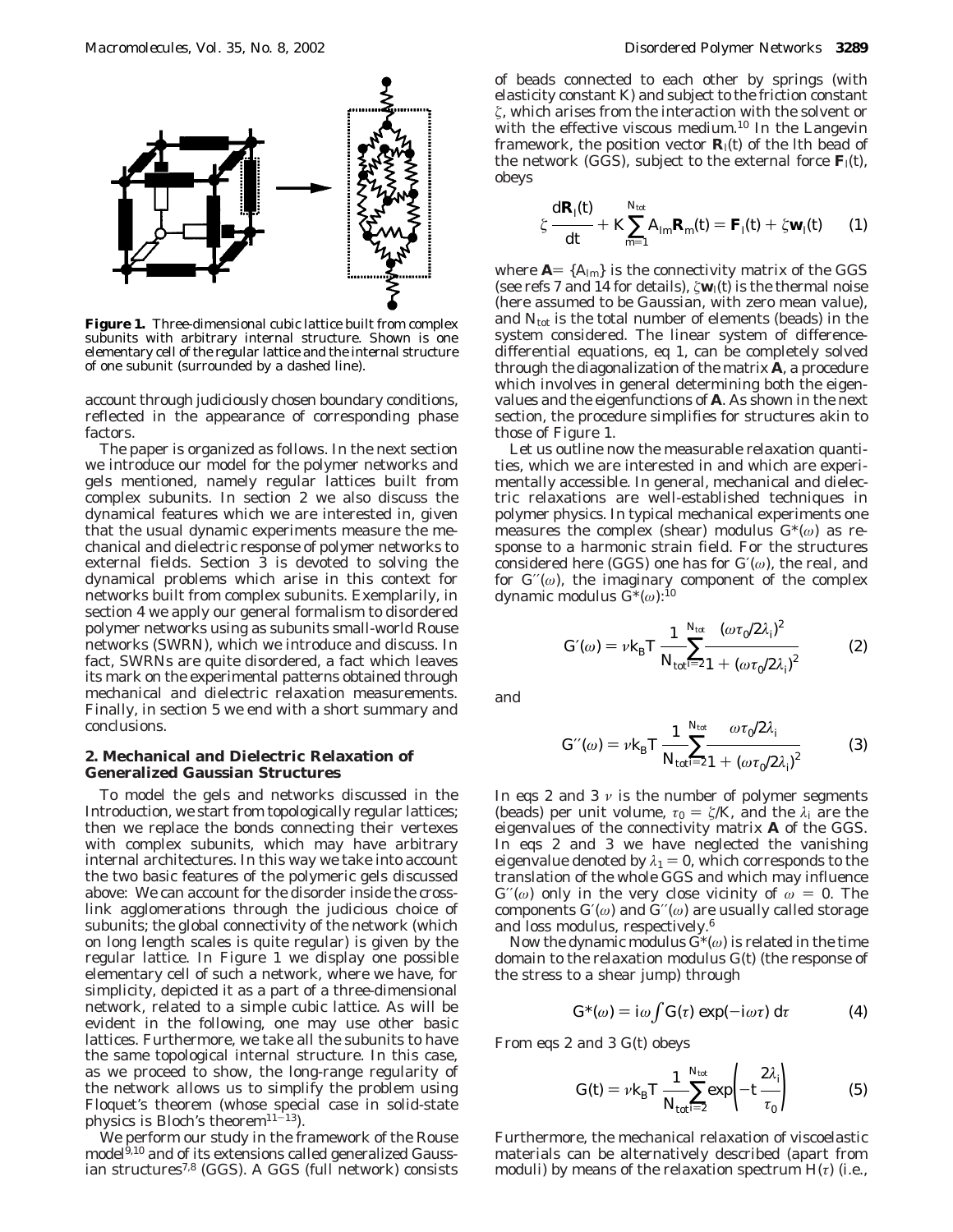**Figure 1.** Three-dimensional cubic lattice built from complex subunits with arbitrary internal structure. Shown is one elementary cell of the regular lattice and the internal structure of one subunit (surrounded by a dashed line).

account through judiciously chosen boundary conditions, reflected in the appearance of corresponding phase factors.

The paper is organized as follows. In the next section we introduce our model for the polymer networks and gels mentioned, namely regular lattices built from complex subunits. In section 2 we also discuss the dynamical features which we are interested in, given that the usual dynamic experiments measure the mechanical and dielectric response of polymer networks to external fields. Section 3 is devoted to solving the dynamical problems which arise in this context for networks built from complex subunits. Exemplarily, in section 4 we apply our general formalism to disordered polymer networks using as subunits small-world Rouse networks (SWRN), which we introduce and discuss. In fact, SWRNs are quite disordered, a fact which leaves its mark on the experimental patterns obtained through mechanical and dielectric relaxation measurements. Finally, in section 5 we end with a short summary and conclusions.

## 2. Mechanical and Dielectric Relaxation of Generalized Gaussian Structures

To model the gels and networks discussed in the Introduction, we start from topologically regular lattices; then we replace the bonds connecting their vertexes with complex subunits, which may have arbitrary internal architectures. In this way we take into account the two basic features of the polymeric gels discussed above: We can account for the disorder inside the cross-link agglomerations through the judicious choice of subunits; the global connectivity of the network (which on long length scales is quite regular) is given by the regular lattice. In Figure 1 we display one possible elementary cell of such a network, where we have, for simplicity, depicted it as a part of a three-dimensional network, related to a simple cubic lattice. As will be evident in the following, one may use other basic lattices. Furthermore, we take all the subunits to have the same topological internal structure. In this case, as we proceed to show, the long-range regularity of the network allows us to simplify the problem using Floquet's theorem (whose special case in solid-state physics is Bloch's theorem[11-13]).

We perform our study in the framework of the Rouse model[9,10] and of its extensions called generalized Gaussian structures[7,8] (GGS). A GGS (full network) consists of beads connected to each other by springs (with elasticity constant $K$) and subject to the friction constant $\zeta$, which arises from the interaction with the solvent or with the effective viscous medium.[10] In the Langevin framework, the position vector $\mathbf{R}_l(t)$ of the $l$th bead of the network (GGS), subject to the external force $\mathbf{F}_l(t)$, obeys

$$\zeta \frac{d\mathbf{R}_l(t)}{dt} + K \sum_{m=1}^{N_{tot}} A_{lm} \mathbf{R}_m(t) = \mathbf{F}_l(t) + \zeta \mathbf{w}_l(t) \qquad (1)$$

where $\mathbf{A} = \{A_{lm}\}$ is the connectivity matrix of the GGS (see refs 7 and 14 for details), $\zeta \mathbf{w}_l(t)$ is the thermal noise (here assumed to be Gaussian, with zero mean value), and $N_{tot}$ is the total number of elements (beads) in the system considered. The linear system of difference-differential equations, eq 1, can be completely solved through the diagonalization of the matrix $\mathbf{A}$, a procedure which involves in general determining both the eigenvalues and the eigenfunctions of $\mathbf{A}$. As shown in the next section, the procedure simplifies for structures akin to those of Figure 1.

Let us outline now the measurable relaxation quantities, which we are interested in and which are experimentally accessible. In general, mechanical and dielectric relaxations are well-established techniques in polymer physics. In typical mechanical experiments one measures the complex (shear) modulus $G^*(\omega)$ as response to a harmonic strain field. For the structures considered here (GGS) one has for $G'(\omega)$, the real, and for $G''(\omega)$, the imaginary component of the complex dynamic modulus $G^*(\omega)$:[10]

$$G'(\omega) = \nu k_B T \frac{1}{N_{tot}} \sum_{i=2}^{N_{tot}} \frac{(\omega \tau_0 / 2\lambda_i)^2}{1 + (\omega \tau_0 / 2\lambda_i)^2} \qquad (2)$$

and

$$G''(\omega) = \nu k_B T \frac{1}{N_{tot}} \sum_{i=2}^{N_{tot}} \frac{\omega \tau_0 / 2\lambda_i}{1 + (\omega \tau_0 / 2\lambda_i)^2} \qquad (3)$$

In eqs 2 and 3 $\nu$ is the number of polymer segments (beads) per unit volume, $\tau_0 = \zeta/K$, and the $\lambda_i$ are the eigenvalues of the connectivity matrix $\mathbf{A}$ of the GGS. In eqs 2 and 3 we have neglected the vanishing eigenvalue denoted by $\lambda_1 = 0$, which corresponds to the translation of the whole GGS and which may influence $G''(\omega)$ only in the very close vicinity of $\omega = 0$. The components $G'(\omega)$ and $G''(\omega)$ are usually called storage and loss modulus, respectively.[6]

Now the dynamic modulus $G^*(\omega)$ is related in the time domain to the relaxation modulus $G(t)$ (the response of the stress to a shear jump) through

$$G^*(\omega) = i\omega \int G(\tau) \exp(-i\omega\tau) \, d\tau \qquad (4)$$

From eqs 2 and 3 $G(t)$ obeys

$$G(t) = \nu k_B T \frac{1}{N_{tot}} \sum_{i=2}^{N_{tot}} \exp\left(-t \frac{2\lambda_i}{\tau_0}\right) \qquad (5)$$

Furthermore, the mechanical relaxation of viscoelastic materials can be alternatively described (apart from moduli) by means of the relaxation spectrum $H(\tau)$ (i.e.,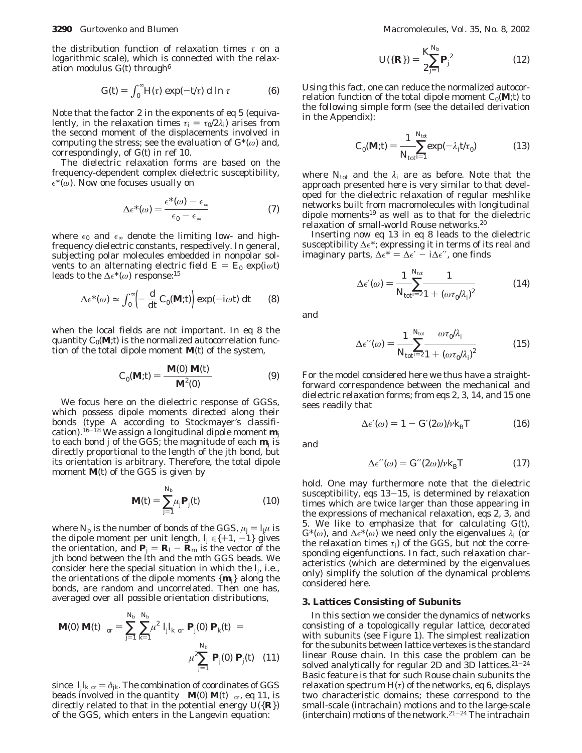the distribution function of relaxation times $\tau$ on a logarithmic scale), which is connected with the relaxation modulus $G(t)$ through[6]

$$G(t) = \int_0^{\infty} H(\tau) \exp(-t/\tau) \, d \ln \tau \tag{6}$$

Note that the factor 2 in the exponents of eq 5 (equivalently, in the relaxation times $\tau_i = \tau_0/2\lambda_i$) arises from the second moment of the displacements involved in computing the stress; see the evaluation of $G^*(\omega)$ and, correspondingly, of $G(t)$ in ref 10.

The dielectric relaxation forms are based on the frequency-dependent complex dielectric susceptibility, $\epsilon^*(\omega)$. Now one focuses usually on

$$\Delta\epsilon^*(\omega) = \frac{\epsilon^*(\omega) - \epsilon_\infty}{\epsilon_0 - \epsilon_\infty} \tag{7}$$

where $\epsilon_0$ and $\epsilon_\infty$ denote the limiting low- and high-frequency dielectric constants, respectively. In general, subjecting polar molecules embedded in nonpolar solvents to an alternating electric field $E = E_0 \exp(i\omega t)$ leads to the $\Delta\epsilon^*(\omega)$ response:[15]

$$\Delta\epsilon^*(\omega) \simeq \int_0^{\infty} \left(-\frac{d}{dt} C_0(\mathbf{M};t)\right) \exp(-i\omega t) \, dt \tag{8}$$

when the local fields are not important. In eq 8 the quantity $C_0(\mathbf{M};t)$ is the normalized autocorrelation function of the total dipole moment $\mathbf{M}(t)$ of the system,

$$C_0(\mathbf{M};t) = \frac{\langle \mathbf{M}(0)\,\mathbf{M}(t)\rangle}{\langle \mathbf{M}^2(0)\rangle} \tag{9}$$

We focus here on the dielectric response of GGSs, which possess dipole moments directed along their bonds (type A according to Stockmayer's classification).[16-18] We assign a longitudinal dipole moment $\mathbf{m}_j$ to each bond $j$ of the GGS; the magnitude of each $\mathbf{m}_j$ is directly proportional to the length of the $j$th bond, but its orientation is arbitrary. Therefore, the total dipole moment $\mathbf{M}(t)$ of the GGS is given by

$$\mathbf{M}(t) = \sum_{j=1}^{N_b} \mu_j \mathbf{P}_j(t) \tag{10}$$

where $N_b$ is the number of bonds of the GGS, $\mu_j = l_j \mu$ is the dipole moment per unit length, $l_j \in \{+1, -1\}$ gives the orientation, and $\mathbf{P}_j = \mathbf{R}_l - \mathbf{R}_m$ is the vector of the $j$th bond between the $l$th and the $m$th GGS beads. We consider here the special situation in which the $l_j$, i.e., the orientations of the dipole moments $\{\mathbf{m}_j\}$ along the bonds, are random and uncorrelated. Then one has, averaged over all possible orientation distributions,

$$\langle\langle \mathbf{M}(0)\,\mathbf{M}(t)\rangle\rangle_{or} = \sum_{j=1}^{N_b}\sum_{k=1}^{N_b} \mu^2 \langle l_j l_k\rangle_{or} \langle \mathbf{P}_j(0)\,\mathbf{P}_k(t)\rangle = \mu^2 \sum_{j=1}^{N_b} \langle \mathbf{P}_j(0)\,\mathbf{P}_j(t)\rangle \tag{11}$$

since $\langle l_j l_k\rangle_{or} = \delta_{jk}$. The combination of coordinates of GGS beads involved in the quantity $\langle\langle \mathbf{M}(0)\,\mathbf{M}(t)\rangle\rangle_{or}$, eq 11, is directly related to that in the potential energy $U(\{\mathbf{R}\})$ of the GGS, which enters in the Langevin equation:

$$U(\{\mathbf{R}\}) = \frac{K}{2}\sum_{j=1}^{N_b} \mathbf{P}_j^2 \tag{12}$$

Using this fact, one can reduce the normalized autocorrelation function of the total dipole moment $C_0(\mathbf{M};t)$ to the following simple form (see the detailed derivation in the Appendix):

$$C_0(\mathbf{M};t) = \frac{1}{N_{tot}} \sum_{i=1}^{N_{tot}} \exp(-\lambda_i t/\tau_0) \tag{13}$$

where $N_{tot}$ and the $\lambda_i$ are as before. Note that the approach presented here is very similar to that developed for the dielectric relaxation of regular meshlike networks built from macromolecules with longitudinal dipole moments[19] as well as to that for the dielectric relaxation of small-world Rouse networks.[20]

Inserting now eq 13 in eq 8 leads to the dielectric susceptibility $\Delta\epsilon^*$; expressing it in terms of its real and imaginary parts, $\Delta\epsilon^* = \Delta\epsilon' - i\Delta\epsilon''$, one finds

$$\Delta\epsilon'(\omega) = \frac{1}{N_{tot}} \sum_{i=2}^{N_{tot}} \frac{1}{1 + (\omega\tau_0/\lambda_i)^2} \tag{14}$$

and

$$\Delta\epsilon''(\omega) = \frac{1}{N_{tot}} \sum_{i=2}^{N_{tot}} \frac{\omega\tau_0/\lambda_i}{1 + (\omega\tau_0/\lambda_i)^2} \tag{15}$$

For the model considered here we thus have a straightforward correspondence between the mechanical and dielectric relaxation forms; from eqs 2, 3, 14, and 15 one sees readily that

$$\Delta\epsilon'(\omega) = 1 - G'(2\omega)/\nu k_B T \tag{16}$$

and

$$\Delta\epsilon''(\omega) = G''(2\omega)/\nu k_B T \tag{17}$$

hold. One may furthermore note that the dielectric susceptibility, eqs 13–15, is determined by relaxation times which are twice larger than those appearing in the expressions of mechanical relaxation, eqs 2, 3, and 5. We like to emphasize that for calculating $G(t)$, $G^*(\omega)$, and $\Delta\epsilon^*(\omega)$ we need only the eigenvalues $\lambda_i$ (or the relaxation times $\tau_i$) of the GGS, but not the corresponding eigenfunctions. In fact, such relaxation characteristics (which are determined by the eigenvalues only) simplify the solution of the dynamical problems considered here.

## 3. Lattices Consisting of Subunits

In this section we consider the dynamics of networks consisting of a topologically regular lattice, decorated with subunits (see Figure 1). The simplest realization for the subunits between lattice vertexes is the standard linear Rouse chain. In this case the problem can be solved analytically for regular 2D and 3D lattices.[21-24] Basic feature is that for such Rouse chain subunits the relaxation spectrum $H(\tau)$ of the networks, eq 6, displays two characteristic domains; these correspond to the small-scale (intrachain) motions and to the large-scale (interchain) motions of the network.[21-24] The intrachain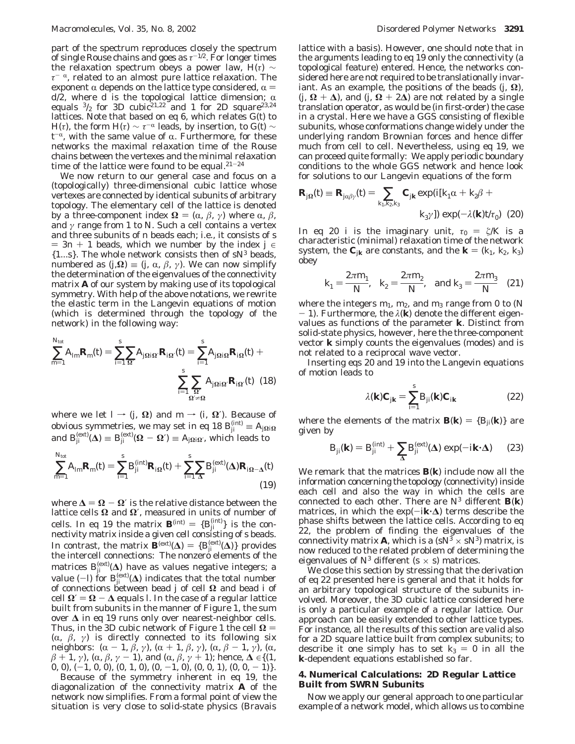part of the spectrum reproduces closely the spectrum of single Rouse chains and goes as $\tau^{-1/2}$. For longer times the relaxation spectrum obeys a power law, $H(\tau) \sim \tau^{-\alpha}$, related to an almost pure lattice relaxation. The exponent $\alpha$ depends on the lattice type considered, $\alpha = d/2$, where d is the topological lattice dimension; $\alpha$ equals $^3/_2$ for 3D cubic[21,22] and 1 for 2D square[23,24] lattices. Note that based on eq 6, which relates $G(t)$ to $H(\tau)$, the form $H(\tau) \sim \tau^{-\alpha}$ leads, by insertion, to $G(t) \sim t^{-\alpha}$, with the same value of $\alpha$. Furthermore, for these networks the maximal relaxation time of the Rouse chains between the vertexes and the minimal relaxation time of the lattice were found to be equal.[21-24]

We now return to our general case and focus on a (topologically) three-dimensional cubic lattice whose vertexes are connected by identical subunits of arbitrary topology. The elementary cell of the lattice is denoted by a three-component index $\mathbf{\Omega} = (\alpha, \beta, \gamma)$ where $\alpha$, $\beta$, and $\gamma$ range from 1 to N. Such a cell contains a vertex and three subunits of n beads each; i.e., it consists of $s = 3n + 1$ beads, which we number by the index $j \in \{1...s\}$. The whole network consists then of $sN^3$ beads, numbered as $(j,\mathbf{\Omega}) \equiv (j, \alpha, \beta, \gamma)$. We can now simplify the determination of the eigenvalues of the connectivity matrix **A** of our system by making use of its topological symmetry. With help of the above notations, we rewrite the elastic term in the Langevin equations of motion (which is determined through the topology of the network) in the following way:

$$\sum_{m=1}^{N_{tot}} A_{lm}\mathbf{R}_m(t) = \sum_{i=1}^{s}\sum_{\mathbf{\Omega}'} A_{j\mathbf{\Omega}i\mathbf{\Omega}'}\mathbf{R}_{i\mathbf{\Omega}'}(t) = \sum_{i=1}^{s} A_{j\mathbf{\Omega}i\mathbf{\Omega}}\mathbf{R}_{i\mathbf{\Omega}}(t) + \sum_{i=1}^{s}\sum_{\substack{\mathbf{\Omega}' \\ \mathbf{\Omega}'\neq\mathbf{\Omega}}} A_{j\mathbf{\Omega}i\mathbf{\Omega}'}\mathbf{R}_{i\mathbf{\Omega}'}(t) \quad (18)$$

where we let $l \to (j, \mathbf{\Omega})$ and $m \to (i, \mathbf{\Omega}')$. Because of obvious symmetries, we may set in eq 18 $B_{ji}^{(int)} \equiv A_{j\mathbf{\Omega}i\mathbf{\Omega}}$ and $B_{ji}^{(ext)}(\mathbf{\Delta}) \equiv B_{ji}^{(ext)}(\mathbf{\Omega} - \mathbf{\Omega}') \equiv A_{j\mathbf{\Omega}i\mathbf{\Omega}'}$, which leads to

$$\sum_{m=1}^{N_{tot}} A_{lm}\mathbf{R}_m(t) = \sum_{i=1}^{s} B_{ji}^{(int)}\mathbf{R}_{i\mathbf{\Omega}}(t) + \sum_{i=1}^{s}\sum_{\mathbf{\Delta}} B_{ji}^{(ext)}(\mathbf{\Delta})\mathbf{R}_{i\mathbf{\Omega}-\mathbf{\Delta}}(t) \quad (19)$$

where $\mathbf{\Delta} = \mathbf{\Omega} - \mathbf{\Omega}'$ is the relative distance between the lattice cells $\mathbf{\Omega}$ and $\mathbf{\Omega}'$, measured in units of number of cells. In eq 19 the matrix $\mathbf{B}^{(int)} = \{B_{ji}^{(int)}\}$ is the connectivity matrix inside a given cell consisting of s beads. In contrast, the matrix $\mathbf{B}^{(ext)}(\mathbf{\Delta}) = \{B_{ji}^{(ext)}(\mathbf{\Delta})\}$ provides the intercell connections: The nonzero elements of the matrices $B_{ji}^{(ext)}(\mathbf{\Delta})$ have as values negative integers; a value $(-l)$ for $B_{ji}^{(ext)}(\mathbf{\Delta})$ indicates that the total number of connections between bead j of cell $\mathbf{\Omega}$ and bead i of cell $\mathbf{\Omega}' = \mathbf{\Omega} - \mathbf{\Delta}$ equals l. In the case of a regular lattice built from subunits in the manner of Figure 1, the sum over $\mathbf{\Delta}$ in eq 19 runs only over nearest-neighbor cells. Thus, in the 3D cubic network of Figure 1 the cell $\mathbf{\Omega} = (\alpha, \beta, \gamma)$ is directly connected to its following six neighbors: $(\alpha - 1, \beta, \gamma)$, $(\alpha + 1, \beta, \gamma)$, $(\alpha, \beta - 1, \gamma)$, $(\alpha, \beta + 1, \gamma)$, $(\alpha, \beta, \gamma - 1)$, and $(\alpha, \beta, \gamma + 1)$; hence, $\mathbf{\Delta} \in \{(1, 0, 0), (-1, 0, 0), (0, 1, 0), (0, -1, 0), (0, 0, 1), (0, 0, -1)\}$.

Because of the symmetry inherent in eq 19, the diagonalization of the connectivity matrix **A** of the network now simplifies. From a formal point of view the situation is very close to solid-state physics (Bravais lattice with a basis). However, one should note that in the arguments leading to eq 19 only the connectivity (a topological feature) entered. Hence, the networks considered here are not required to be translationally invariant. As an example, the positions of the beads $(j, \mathbf{\Omega})$, $(j, \mathbf{\Omega} + \mathbf{\Delta})$, and $(j, \mathbf{\Omega} + 2\mathbf{\Delta})$ are not related by a single translation operator, as would be (in first-order) the case in a crystal. Here we have a GGS consisting of flexible subunits, whose conformations change widely under the underlying random Brownian forces and hence differ much from cell to cell. Nevertheless, using eq 19, we can proceed quite formally: We apply periodic boundary conditions to the whole GGS network and hence look for solutions to our Langevin equations of the form

$$\mathbf{R}_{j\mathbf{\Omega}}(t) \equiv \mathbf{R}_{j\alpha\beta\gamma}(t) = \sum_{k_1,k_2,k_3} \mathbf{C}_{j\mathbf{k}} \exp(i[k_1\alpha + k_2\beta + k_3\gamma]) \exp(-\lambda(\mathbf{k})t/\tau_0) \quad (20)$$

In eq 20 i is the imaginary unit, $\tau_0 = \zeta/K$ is a characteristic (minimal) relaxation time of the network system, the $\mathbf{C}_{j\mathbf{k}}$ are constants, and the $\mathbf{k} = (k_1, k_2, k_3)$ obey

$$k_1 = \frac{2\pi m_1}{N}, \quad k_2 = \frac{2\pi m_2}{N}, \quad \text{and } k_3 = \frac{2\pi m_3}{N} \quad (21)$$

where the integers $m_1$, $m_2$, and $m_3$ range from 0 to $(N - 1)$. Furthermore, the $\lambda(\mathbf{k})$ denote the different eigenvalues as functions of the parameter $\mathbf{k}$. Distinct from solid-state physics, however, here the three-component vector $\mathbf{k}$ simply counts the eigenvalues (modes) and is not related to a reciprocal wave vector.

Inserting eqs 20 and 19 into the Langevin equations of motion leads to

$$\lambda(\mathbf{k})\mathbf{C}_{j\mathbf{k}} = \sum_{i=1}^{s} B_{ji}(\mathbf{k})\mathbf{C}_{i\mathbf{k}} \quad (22)$$

where the elements of the matrix $\mathbf{B}(\mathbf{k}) = \{B_{ji}(\mathbf{k})\}$ are given by

$$B_{ji}(\mathbf{k}) = B_{ji}^{(int)} + \sum_{\mathbf{\Delta}} B_{ji}^{(ext)}(\mathbf{\Delta}) \exp(-i\mathbf{k}\cdot\mathbf{\Delta}) \quad (23)$$

We remark that the matrices $\mathbf{B}(\mathbf{k})$ include now all the information concerning the topology (connectivity) inside each cell and also the way in which the cells are connected to each other. There are $N^3$ different $\mathbf{B}(\mathbf{k})$ matrices, in which the $\exp(-i\mathbf{k}\cdot\mathbf{\Delta})$ terms describe the phase shifts between the lattice cells. According to eq 22, the problem of finding the eigenvalues of the connectivity matrix **A**, which is a $(sN^3 \times sN^3)$ matrix, is now reduced to the related problem of determining the eigenvalues of $N^3$ different $(s \times s)$ matrices.

We close this section by stressing that the derivation of eq 22 presented here is general and that it holds for an arbitrary topological structure of the subunits involved. Moreover, the 3D cubic lattice considered here is only a particular example of a regular lattice. Our approach can be easily extended to other lattice types. For instance, all the results of this section are valid also for a 2D square lattice built from complex subunits; to describe it one simply has to set $k_3 = 0$ in all the $\mathbf{k}$-dependent equations established so far.

## 4. Numerical Calculations: 2D Regular Lattice Built from SWRN Subunits

Now we apply our general approach to one particular example of a network model, which allows us to combine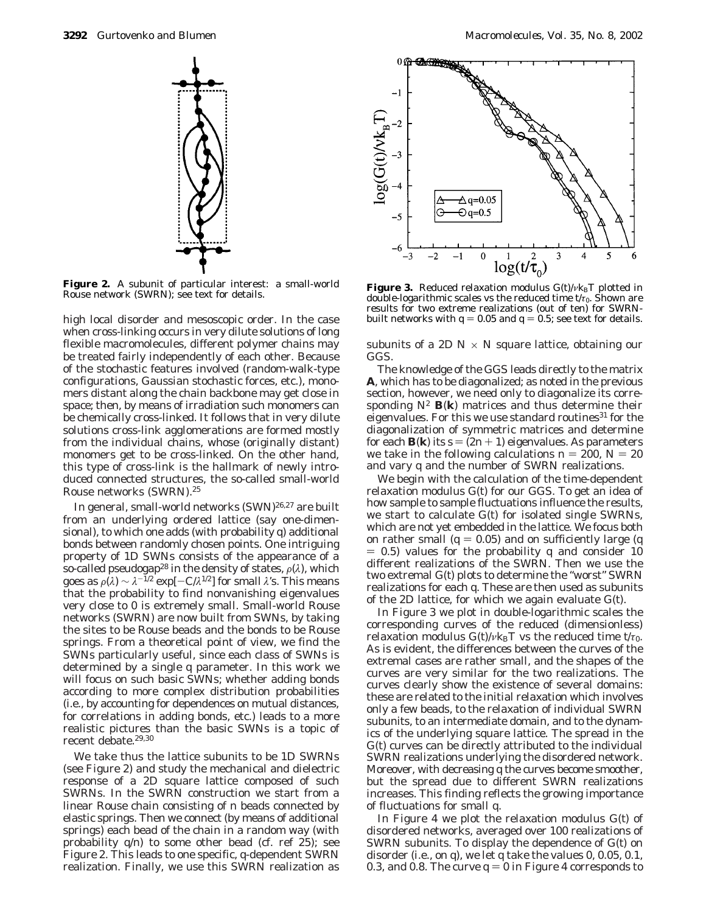**Figure 2.** A subunit of particular interest: a small-world Rouse network (SWRN); see text for details.

high local disorder and mesoscopic order. In the case when cross-linking occurs in very dilute solutions of long flexible macromolecules, different polymer chains may be treated fairly independently of each other. Because of the stochastic features involved (random-walk-type configurations, Gaussian stochastic forces, etc.), monomers distant along the chain backbone may get close in space; then, by means of irradiation such monomers can be chemically cross-linked. It follows that in very dilute solutions cross-link agglomerations are formed mostly from the individual chains, whose (originally distant) monomers get to be cross-linked. On the other hand, this type of cross-link is the hallmark of newly introduced connected structures, the so-called small-world Rouse networks (SWRN).[25]

In general, small-world networks (SWN)[26,27] are built from an underlying ordered lattice (say one-dimensional), to which one adds (with probability $q$) additional bonds between randomly chosen points. One intriguing property of 1D SWNs consists of the appearance of a so-called pseudogap[28] in the density of states, $\rho(\lambda)$, which goes as $\rho(\lambda) \sim \lambda^{-1/2} \exp[-C/\lambda^{1/2}]$ for small $\lambda$'s. This means that the probability to find nonvanishing eigenvalues very close to 0 is extremely small. Small-world Rouse networks (SWRN) are now built from SWNs, by taking the sites to be Rouse beads and the bonds to be Rouse springs. From a theoretical point of view, we find the SWNs particularly useful, since each class of SWNs is determined by a single $q$ parameter. In this work we will focus on such basic SWNs; whether adding bonds according to more complex distribution probabilities (i.e., by accounting for dependences on mutual distances, for correlations in adding bonds, etc.) leads to a more realistic pictures than the basic SWNs is a topic of recent debate.[29,30]

We take thus the lattice subunits to be 1D SWRNs (see Figure 2) and study the mechanical and dielectric response of a 2D square lattice composed of such SWRNs. In the SWRN construction we start from a linear Rouse chain consisting of $n$ beads connected by elastic springs. Then we connect (by means of additional springs) each bead of the chain in a random way (with probability $q/n$) to some other bead (cf. ref 25); see Figure 2. This leads to one specific, $q$-dependent SWRN realization. Finally, we use this SWRN realization as

**Figure 3.** Reduced relaxation modulus $G(t)/\nu k_B T$ plotted in double-logarithmic scales vs the reduced time $t/\tau_0$. Shown are results for two extreme realizations (out of ten) for SWRN-built networks with $q = 0.05$ and $q = 0.5$; see text for details.

subunits of a 2D $N \times N$ square lattice, obtaining our GGS.

The knowledge of the GGS leads directly to the matrix $\mathbf{A}$, which has to be diagonalized; as noted in the previous section, however, we need only to diagonalize its corresponding $N^2$ $\mathbf{B}(\mathbf{k})$ matrices and thus determine their eigenvalues. For this we use standard routines[31] for the diagonalization of symmetric matrices and determine for each $\mathbf{B}(\mathbf{k})$ its $s = (2n + 1)$ eigenvalues. As parameters we take in the following calculations $n = 200$, $N = 20$ and vary $q$ and the number of SWRN realizations.

We begin with the calculation of the time-dependent relaxation modulus $G(t)$ for our GGS. To get an idea of how sample to sample fluctuations influence the results, we start to calculate $G(t)$ for isolated single SWRNs, which are not yet embedded in the lattice. We focus both on rather small ($q = 0.05$) and on sufficiently large ($q = 0.5$) values for the probability $q$ and consider 10 different realizations of the SWRN. Then we use the two extremal $G(t)$ plots to determine the "worst" SWRN realizations for each $q$. These are then used as subunits of the 2D lattice, for which we again evaluate $G(t)$.

In Figure 3 we plot in double-logarithmic scales the corresponding curves of the reduced (dimensionless) relaxation modulus $G(t)/\nu k_B T$ vs the reduced time $t/\tau_0$. As is evident, the differences between the curves of the extremal cases are rather small, and the shapes of the curves are very similar for the two realizations. The curves clearly show the existence of several domains: these are related to the initial relaxation which involves only a few beads, to the relaxation of individual SWRN subunits, to an intermediate domain, and to the dynamics of the underlying square lattice. The spread in the $G(t)$ curves can be directly attributed to the individual SWRN realizations underlying the disordered network. Moreover, with decreasing $q$ the curves become smoother, but the spread due to different SWRN realizations increases. This finding reflects the growing importance of fluctuations for small $q$.

In Figure 4 we plot the relaxation modulus $G(t)$ of disordered networks, averaged over 100 realizations of SWRN subunits. To display the dependence of $G(t)$ on disorder (i.e., on $q$), we let $q$ take the values 0, 0.05, 0.1, 0.3, and 0.8. The curve $q = 0$ in Figure 4 corresponds to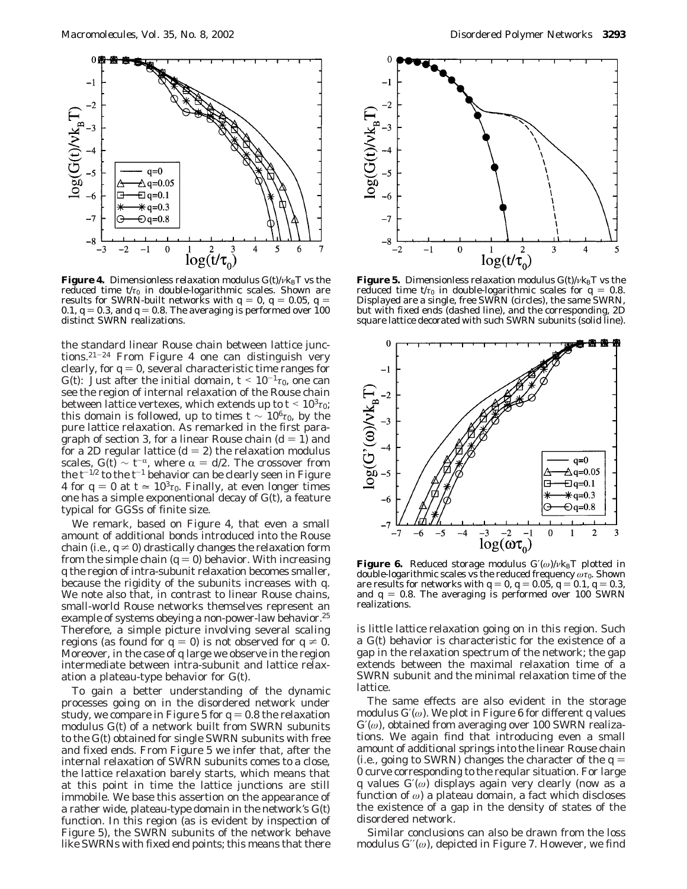**Figure 4.** Dimensionless relaxation modulus $G(t)/\nu k_BT$ vs the reduced time $t/\tau_0$ in double-logarithmic scales. Shown are results for SWRN-built networks with $q = 0$, $q = 0.05$, $q = 0.1$, $q = 0.3$, and $q = 0.8$. The averaging is performed over 100 distinct SWRN realizations.

the standard linear Rouse chain between lattice junctions.[21-24] From Figure 4 one can distinguish very clearly, for $q = 0$, several characteristic time ranges for $G(t)$: Just after the initial domain, $t < 10^{-1}\tau_0$, one can see the region of internal relaxation of the Rouse chain between lattice vertexes, which extends up to $t < 10^3\tau_0$; this domain is followed, up to times $t \sim 10^6\tau_0$, by the pure lattice relaxation. As remarked in the first paragraph of section 3, for a linear Rouse chain ($d = 1$) and for a 2D regular lattice ($d = 2$) the relaxation modulus scales, $G(t) \sim t^{-\alpha}$, where $\alpha = d/2$. The crossover from the $t^{-1/2}$ to the $t^{-1}$ behavior can be clearly seen in Figure 4 for $q = 0$ at $t \simeq 10^3\tau_0$. Finally, at even longer times one has a simple exponentional decay of $G(t)$, a feature typical for GGSs of finite size.

We remark, based on Figure 4, that even a small amount of additional bonds introduced into the Rouse chain (i.e., $q \neq 0$) drastically changes the relaxation form from the simple chain ($q = 0$) behavior. With increasing $q$ the region of intra-subunit relaxation becomes smaller, because the rigidity of the subunits increases with $q$. We note also that, in contrast to linear Rouse chains, small-world Rouse networks themselves represent an example of systems obeying a non-power-law behavior.[25] Therefore, a simple picture involving several scaling regions (as found for $q = 0$) is not observed for $q \neq 0$. Moreover, in the case of $q$ large we observe in the region intermediate between intra-subunit and lattice relaxation a plateau-type behavior for $G(t)$.

To gain a better understanding of the dynamic processes going on in the disordered network under study, we compare in Figure 5 for $q = 0.8$ the relaxation modulus $G(t)$ of a network built from SWRN subunits to the $G(t)$ obtained for single SWRN subunits with free and fixed ends. From Figure 5 we infer that, after the internal relaxation of SWRN subunits comes to a close, the lattice relaxation barely starts, which means that at this point in time the lattice junctions are still immobile. We base this assertion on the appearance of a rather wide, plateau-type domain in the network's $G(t)$ function. In this region (as is evident by inspection of Figure 5), the SWRN subunits of the network behave like SWRNs with fixed end points; this means that there is little lattice relaxation going on in this region. Such a $G(t)$ behavior is characteristic for the existence of a gap in the relaxation spectrum of the network; the gap extends between the maximal relaxation time of a SWRN subunit and the minimal relaxation time of the lattice.

**Figure 5.** Dimensionless relaxation modulus $G(t)/\nu k_BT$ vs the reduced time $t/\tau_0$ in double-logarithmic scales for $q = 0.8$. Displayed are a single, free SWRN (circles), the same SWRN, but with fixed ends (dashed line), and the corresponding, 2D square lattice decorated with such SWRN subunits (solid line).

**Figure 6.** Reduced storage modulus $G'(\omega)/\nu k_BT$ plotted in double-logarithmic scales vs the reduced frequency $\omega\tau_0$. Shown are results for networks with $q = 0$, $q = 0.05$, $q = 0.1$, $q = 0.3$, and $q = 0.8$. The averaging is performed over 100 SWRN realizations.

The same effects are also evident in the storage modulus $G'(\omega)$. We plot in Figure 6 for different $q$ values $G'(\omega)$, obtained from averaging over 100 SWRN realizations. We again find that introducing even a small amount of additional springs into the linear Rouse chain (i.e., going to SWRN) changes the character of the $q = 0$ curve corresponding to the reqular situation. For large $q$ values $G'(\omega)$ displays again very clearly (now as a function of $\omega$) a plateau domain, a fact which discloses the existence of a gap in the density of states of the disordered network.

Similar conclusions can also be drawn from the loss modulus $G''(\omega)$, depicted in Figure 7. However, we find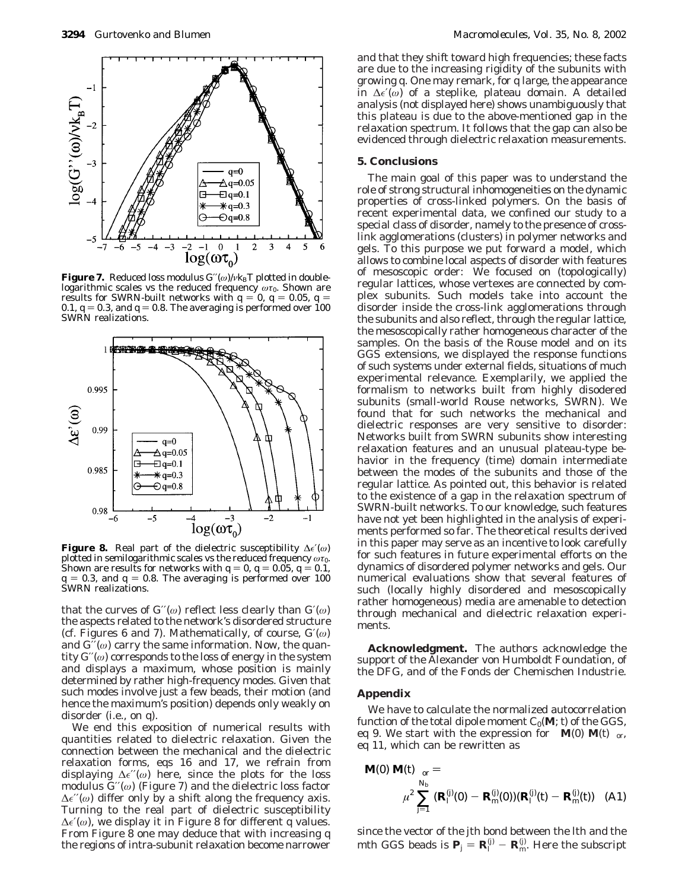**Figure 7.** Reduced loss modulus $G''(\omega)/\nu k_BT$ plotted in double-logarithmic scales vs the reduced frequency $\omega\tau_0$. Shown are results for SWRN-built networks with $q = 0$, $q = 0.05$, $q = 0.1$, $q = 0.3$, and $q = 0.8$. The averaging is performed over 100 SWRN realizations.

**Figure 8.** Real part of the dielectric susceptibility $\Delta\epsilon'(\omega)$ plotted in semilogarithmic scales vs the reduced frequency $\omega\tau_0$. Shown are results for networks with $q = 0$, $q = 0.05$, $q = 0.1$, $q = 0.3$, and $q = 0.8$. The averaging is performed over 100 SWRN realizations.

that the curves of $G''(\omega)$ reflect less clearly than $G'(\omega)$ the aspects related to the network's disordered structure (cf. Figures 6 and 7). Mathematically, of course, $G'(\omega)$ and $G''(\omega)$ carry the same information. Now, the quantity $G''(\omega)$ corresponds to the loss of energy in the system and displays a maximum, whose position is mainly determined by rather high-frequency modes. Given that such modes involve just a few beads, their motion (and hence the maximum's position) depends only weakly on disorder (i.e., on $q$).

We end this exposition of numerical results with quantities related to dielectric relaxation. Given the connection between the mechanical and the dielectric relaxation forms, eqs 16 and 17, we refrain from displaying $\Delta\epsilon''(\omega)$ here, since the plots for the loss modulus $G''(\omega)$ (Figure 7) and the dielectric loss factor $\Delta\epsilon''(\omega)$ differ only by a shift along the frequency axis. Turning to the real part of dielectric susceptibility $\Delta\epsilon'(\omega)$, we display it in Figure 8 for different $q$ values. From Figure 8 one may deduce that with increasing $q$ the regions of intra-subunit relaxation become narrower and that they shift toward high frequencies; these facts are due to the increasing rigidity of the subunits with growing $q$. One may remark, for $q$ large, the appearance in $\Delta\epsilon'(\omega)$ of a steplike, plateau domain. A detailed analysis (not displayed here) shows unambiguously that this plateau is due to the above-mentioned gap in the relaxation spectrum. It follows that the gap can also be evidenced through dielectric relaxation measurements.

## 5. Conclusions

The main goal of this paper was to understand the role of strong structural inhomogeneities on the dynamic properties of cross-linked polymers. On the basis of recent experimental data, we confined our study to a special class of disorder, namely to the presence of cross-link agglomerations (clusters) in polymer networks and gels. To this purpose we put forward a model, which allows to combine local aspects of disorder with features of mesoscopic order: We focused on (topologically) regular lattices, whose vertexes are connected by complex subunits. Such models take into account the disorder inside the cross-link agglomerations through the subunits and also reflect, through the regular lattice, the mesoscopically rather homogeneous character of the samples. On the basis of the Rouse model and on its GGS extensions, we displayed the response functions of such systems under external fields, situations of much experimental relevance. Exemplarily, we applied the formalism to networks built from highly disodered subunits (small-world Rouse networks, SWRN). We found that for such networks the mechanical and dielectric responses are very sensitive to disorder: Networks built from SWRN subunits show interesting relaxation features and an unusual plateau-type behavior in the frequency (time) domain intermediate between the modes of the subunits and those of the regular lattice. As pointed out, this behavior is related to the existence of a gap in the relaxation spectrum of SWRN-built networks. To our knowledge, such features have not yet been highlighted in the analysis of experiments performed so far. The theoretical results derived in this paper may serve as an incentive to look carefully for such features in future experimental efforts on the dynamics of disordered polymer networks and gels. Our numerical evaluations show that several features of such (locally highly disordered and mesoscopically rather homogeneous) media are amenable to detection through mechanical and dielectric relaxation experiments.

**Acknowledgment.** The authors acknowledge the support of the Alexander von Humboldt Foundation, of the DFG, and of the Fonds der Chemischen Industrie.

## Appendix

We have to calculate the normalized autocorrelation function of the total dipole moment $C_0(\mathbf{M};t)$ of the GGS, eq 9. We start with the expression for $\langle \mathbf{M}(0)\,\mathbf{M}(t)\rangle_{or}$, eq 11, which can be rewritten as

$$\langle \mathbf{M}(0)\,\mathbf{M}(t)\rangle_{or} = \mu^2 \sum_{j=1}^{N_b} \langle (\mathbf{R}_l^{(j)}(0) - \mathbf{R}_m^{(j)}(0))(\mathbf{R}_l^{(j)}(t) - \mathbf{R}_m^{(j)}(t))\rangle \quad \text{(A1)}$$

since the vector of the $j$th bond between the $l$th and the $m$th GGS beads is $\mathbf{P}_j = \mathbf{R}_l^{(j)} - \mathbf{R}_m^{(j)}$. Here the subscript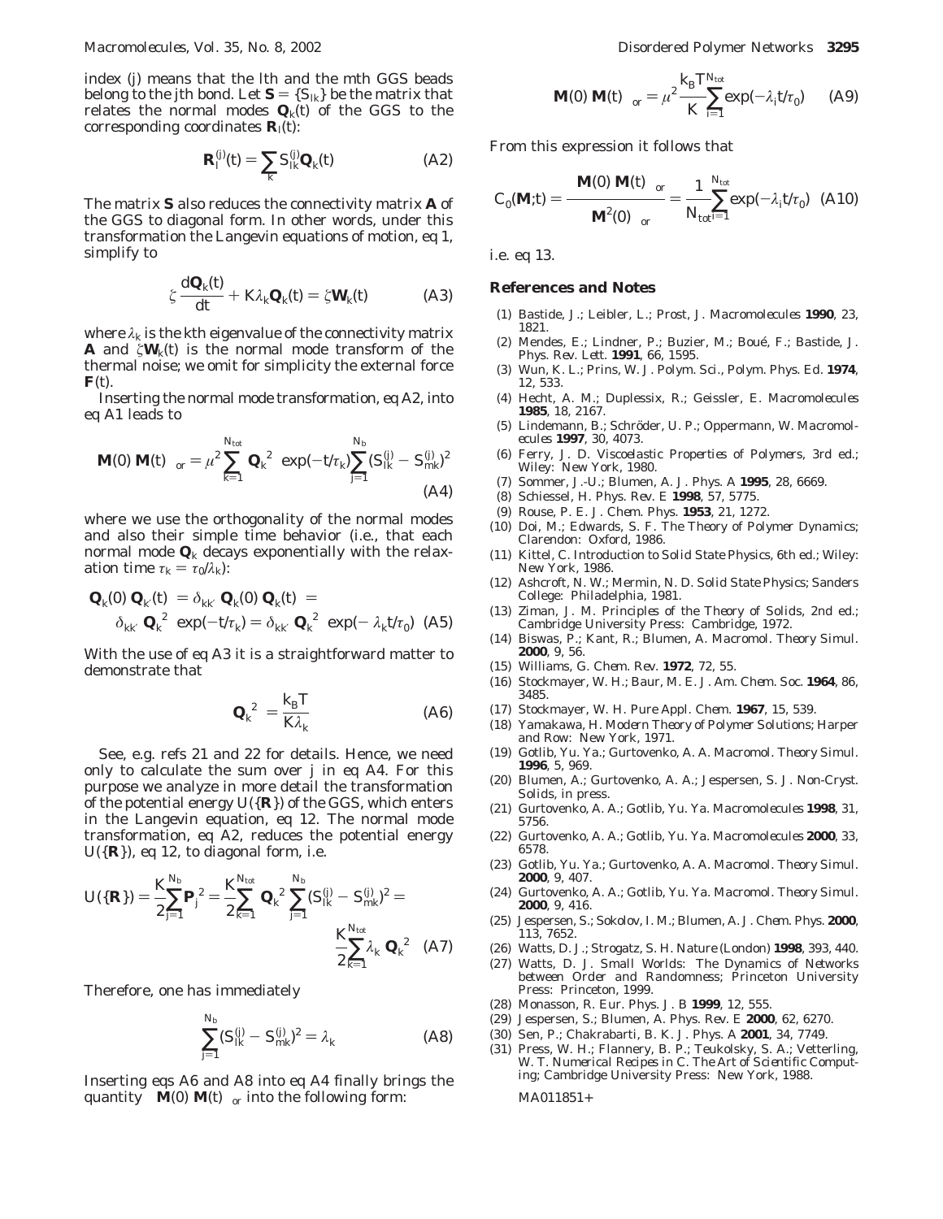index (j) means that the $l$th and the $m$th GGS beads belong to the $j$th bond. Let $\mathbf{S} = \{S_{lk}\}$ be the matrix that relates the normal modes $\mathbf{Q}_k(t)$ of the GGS to the corresponding coordinates $\mathbf{R}_l(t)$:

$$\mathbf{R}_l^{(j)}(t) = \sum_k S_{lk}^{(j)} \mathbf{Q}_k(t) \tag{A2}$$

The matrix $\mathbf{S}$ also reduces the connectivity matrix $\mathbf{A}$ of the GGS to diagonal form. In other words, under this transformation the Langevin equations of motion, eq 1, simplify to

$$\zeta \frac{d\mathbf{Q}_k(t)}{dt} + K\lambda_k \mathbf{Q}_k(t) = \zeta \mathbf{W}_k(t) \tag{A3}$$

where $\lambda_k$ is the $k$th eigenvalue of the connectivity matrix $\mathbf{A}$ and $\zeta\mathbf{W}_k(t)$ is the normal mode transform of the thermal noise; we omit for simplicity the external force $\mathbf{F}(t)$.

Inserting the normal mode transformation, eq A2, into eq A1 leads to

$$\langle \mathbf{M}(0)\,\mathbf{M}(t)\rangle_{or} = \mu^2 \sum_{k=1}^{N_{tot}} \langle \mathbf{Q}_k^{\,2}\rangle \exp(-t/\tau_k) \sum_{j=1}^{N_b} (S_{lk}^{(j)} - S_{mk}^{(j)})^2 \tag{A4}$$

where we use the orthogonality of the normal modes and also their simple time behavior (i.e., that each normal mode $\mathbf{Q}_k$ decays exponentially with the relaxation time $\tau_k = \tau_0/\lambda_k$):

$$\langle \mathbf{Q}_k(0)\,\mathbf{Q}_{k'}(t)\rangle = \delta_{kk'}\langle \mathbf{Q}_k(0)\,\mathbf{Q}_k(t)\rangle = \delta_{kk'}\langle \mathbf{Q}_k^{\,2}\rangle \exp(-t/\tau_k) = \delta_{kk'}\langle \mathbf{Q}_k^{\,2}\rangle \exp(-\lambda_k t/\tau_0) \tag{A5}$$

With the use of eq A3 it is a straightforward matter to demonstrate that

$$\langle \mathbf{Q}_k^{\,2}\rangle = \frac{k_B T}{K\lambda_k} \tag{A6}$$

See, e.g. refs 21 and 22 for details. Hence, we need only to calculate the sum over $j$ in eq A4. For this purpose we analyze in more detail the transformation of the potential energy $U(\{\mathbf{R}\})$ of the GGS, which enters in the Langevin equation, eq 12. The normal mode transformation, eq A2, reduces the potential energy $U(\{\mathbf{R}\})$, eq 12, to diagonal form, i.e.

$$U(\{\mathbf{R}\}) = \frac{K}{2}\sum_{j=1}^{N_b} \mathbf{P}_j^{\,2} = \frac{K}{2}\sum_{k=1}^{N_{tot}} \mathbf{Q}_k^{\,2} \sum_{j=1}^{N_b} (S_{lk}^{(j)} - S_{mk}^{(j)})^2 = \frac{K}{2}\sum_{k=1}^{N_{tot}} \lambda_k \mathbf{Q}_k^{\,2} \tag{A7}$$

Therefore, one has immediately

$$\sum_{j=1}^{N_b} (S_{lk}^{(j)} - S_{mk}^{(j)})^2 = \lambda_k \tag{A8}$$

Inserting eqs A6 and A8 into eq A4 finally brings the quantity $\langle \mathbf{M}(0)\,\mathbf{M}(t)\rangle_{or}$ into the following form:

$$\langle \mathbf{M}(0)\,\mathbf{M}(t)\rangle_{or} = \mu^2 \frac{k_B T}{K} \sum_{i=1}^{N_{tot}} \exp(-\lambda_i t/\tau_0) \tag{A9}$$

From this expression it follows that

$$C_0(\mathbf{M};t) = \frac{\langle \mathbf{M}(0)\,\mathbf{M}(t)\rangle_{or}}{\langle \mathbf{M}^2(0)\rangle_{or}} = \frac{1}{N_{tot}} \sum_{i=1}^{N_{tot}} \exp(-\lambda_i t/\tau_0) \tag{A10}$$

i.e. eq 13.

## References and Notes

(1) Bastide, J.; Leibler, L.; Prost, J. *Macromolecules* **1990**, 23, 1821.
(2) Mendes, E.; Lindner, P.; Buzier, M.; Boué, F.; Bastide, J. *Phys. Rev. Lett.* **1991**, 66, 1595.
(3) Wun, K. L.; Prins, W. *J. Polym. Sci., Polym. Phys. Ed.* **1974**, 12, 533.
(4) Hecht, A. M.; Duplessix, R.; Geissler, E. *Macromolecules* **1985**, 18, 2167.
(5) Lindemann, B.; Schröder, U. P.; Oppermann, W. *Macromolecules* **1997**, 30, 4073.
(6) Ferry, J. D. *Viscoelastic Properties of Polymers*, 3rd ed.; Wiley: New York, 1980.
(7) Sommer, J.-U.; Blumen, A. *J. Phys. A* **1995**, 28, 6669.
(8) Schiessel, H. *Phys. Rev. E* **1998**, 57, 5775.
(9) Rouse, P. E. *J. Chem. Phys.* **1953**, 21, 1272.
(10) Doi, M.; Edwards, S. F. *The Theory of Polymer Dynamics*; Clarendon: Oxford, 1986.
(11) Kittel, C. *Introduction to Solid State Physics*, 6th ed.; Wiley: New York, 1986.
(12) Ashcroft, N. W.; Mermin, N. D. *Solid State Physics*; Sanders College: Philadelphia, 1981.
(13) Ziman, J. M. *Principles of the Theory of Solids*, 2nd ed.; Cambridge University Press: Cambridge, 1972.
(14) Biswas, P.; Kant, R.; Blumen, A. *Macromol. Theory Simul.* **2000**, 9, 56.
(15) Williams, G. *Chem. Rev.* **1972**, 72, 55.
(16) Stockmayer, W. H.; Baur, M. E. *J. Am. Chem. Soc.* **1964**, 86, 3485.
(17) Stockmayer, W. H. *Pure Appl. Chem.* **1967**, 15, 539.
(18) Yamakawa, H. *Modern Theory of Polymer Solutions*; Harper and Row: New York, 1971.
(19) Gotlib, Yu. Ya.; Gurtovenko, A. A. *Macromol. Theory Simul.* **1996**, 5, 969.
(20) Blumen, A.; Gurtovenko, A. A.; Jespersen, S. *J. Non-Cryst. Solids*, in press.
(21) Gurtovenko, A. A.; Gotlib, Yu. Ya. *Macromolecules* **1998**, 31, 5756.
(22) Gurtovenko, A. A.; Gotlib, Yu. Ya. *Macromolecules* **2000**, 33, 6578.
(23) Gotlib, Yu. Ya.; Gurtovenko, A. A. *Macromol. Theory Simul.* **2000**, 9, 407.
(24) Gurtovenko, A. A.; Gotlib, Yu. Ya. *Macromol. Theory Simul.* **2000**, 9, 416.
(25) Jespersen, S.; Sokolov, I. M.; Blumen, A. *J. Chem. Phys.* **2000**, 113, 7652.
(26) Watts, D. J.; Strogatz, S. H. *Nature (London)* **1998**, 393, 440.
(27) Watts, D. J. *Small Worlds: The Dynamics of Networks between Order and Randomness*; Princeton University Press: Princeton, 1999.
(28) Monasson, R. *Eur. Phys. J. B* **1999**, 12, 555.
(29) Jespersen, S.; Blumen, A. *Phys. Rev. E* **2000**, 62, 6270.
(30) Sen, P.; Chakrabarti, B. K. *J. Phys. A* **2001**, 34, 7749.
(31) Press, W. H.; Flannery, B. P.; Teukolsky, S. A.; Vetterling, W. T. *Numerical Recipes in C. The Art of Scientific Computing*; Cambridge University Press: New York, 1988.

MA011851+